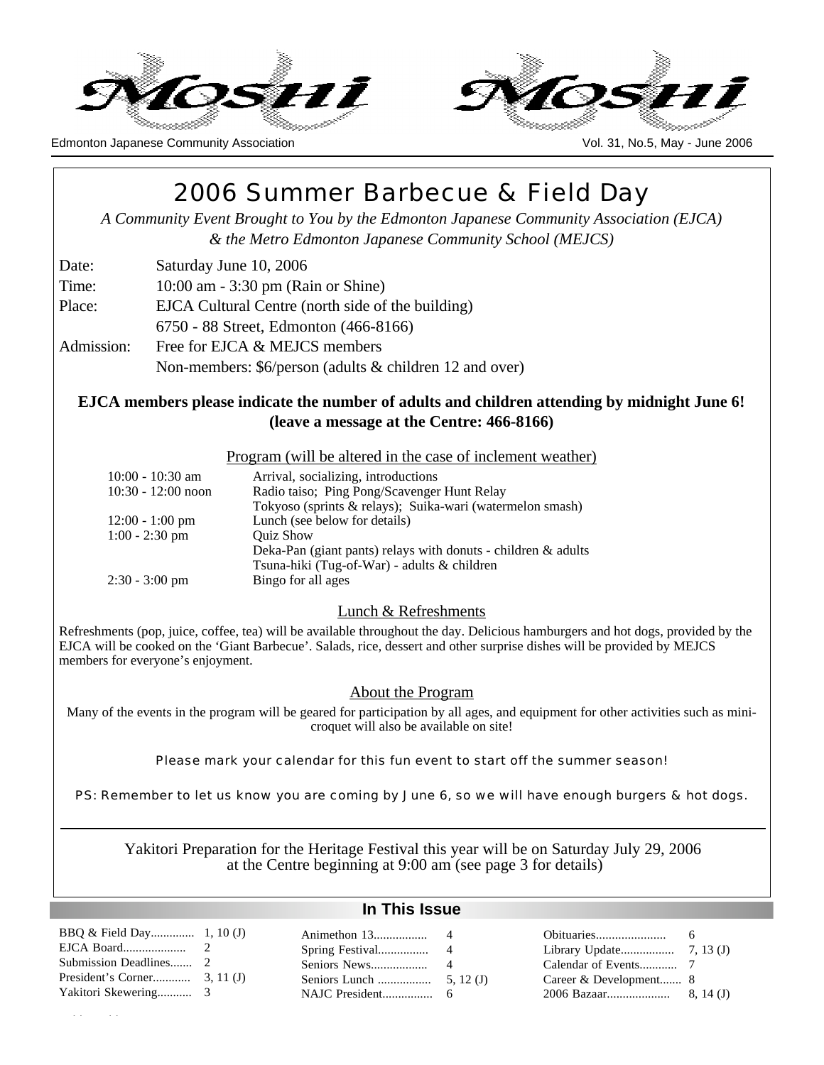# Moshi

Edmonton Japanese Community Association

Vol. 31, No.5, May - June 2006

# 2006 Summer Barbecue & Field Day

*A Community Event Brought to You by the Edmonton Japanese Community Association (EJCA) & the Metro Edmonton Japanese Community School (MEJCS)*

| | |
|---|---|
| Date: | Saturday June 10, 2006 |
| Time: | 10:00 am - 3:30 pm (Rain or Shine) |
| Place: | EJCA Cultural Centre (north side of the building) |
| | 6750 - 88 Street, Edmonton (466-8166) |
| Admission: | Free for EJCA & MEJCS members |
| | Non-members: $6/person (adults & children 12 and over) |

**EJCA members please indicate the number of adults and children attending by midnight June 6! (leave a message at the Centre: 466-8166)**

## Program (will be altered in the case of inclement weather)

| | |
|---|---|
| 10:00 - 10:30 am | Arrival, socializing, introductions |
| 10:30 - 12:00 noon | Radio taiso; Ping Pong/Scavenger Hunt Relay |
| | Tokyoso (sprints & relays); Suika-wari (watermelon smash) |
| 12:00 - 1:00 pm | Lunch (see below for details) |
| 1:00 - 2:30 pm | Quiz Show |
| | Deka-Pan (giant pants) relays with donuts - children & adults |
| | Tsuna-hiki (Tug-of-War) - adults & children |
| 2:30 - 3:00 pm | Bingo for all ages |

## Lunch & Refreshments

Refreshments (pop, juice, coffee, tea) will be available throughout the day. Delicious hamburgers and hot dogs, provided by the EJCA will be cooked on the 'Giant Barbecue'. Salads, rice, dessert and other surprise dishes will be provided by MEJCS members for everyone's enjoyment.

## About the Program

Many of the events in the program will be geared for participation by all ages, and equipment for other activities such as mini-croquet will also be available on site!

Please mark your calendar for this fun event to start off the summer season!

PS: Remember to let us know you are coming by June 6, so we will have enough burgers & hot dogs.

---

Yakitori Preparation for the Heritage Festival this year will be on Saturday July 29, 2006 at the Centre beginning at 9:00 am (see page 3 for details)

## In This Issue

| | | | | | |
|---|---|---|---|---|---|
| BBQ & Field Day | 1, 10 (J) | Animethon 13 | 4 | Obituaries | 6 |
| EJCA Board | 2 | Spring Festival | 4 | Library Update | 7, 13 (J) |
| Submission Deadlines | 2 | Seniors News | 4 | Calendar of Events | 7 |
| President's Corner | 3, 11 (J) | Seniors Lunch | 5, 12 (J) | Career & Development | 8 |
| Yakitori Skewering | 3 | NAJC President | 6 | 2006 Bazaar | 8, 14 (J) |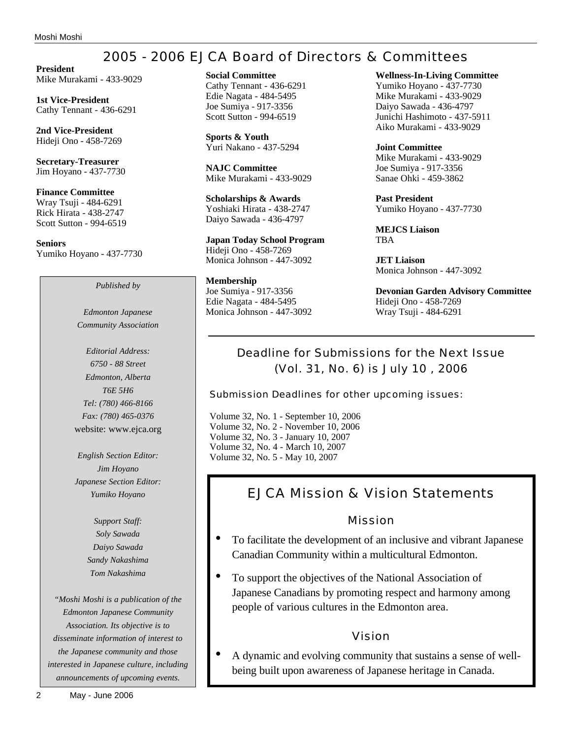# 2005 - 2006 EJCA Board of Directors & Committees

**President**
Mike Murakami - 433-9029

**1st Vice-President**
Cathy Tennant - 436-6291

**2nd Vice-President**
Hideji Ono - 458-7269

**Secretary-Treasurer**
Jim Hoyano - 437-7730

**Finance Committee**
Wray Tsuji - 484-6291
Rick Hirata - 438-2747
Scott Sutton - 994-6519

**Seniors**
Yumiko Hoyano - 437-7730

*Published by*

*Edmonton Japanese Community Association*

*Editorial Address:*
*6750 - 88 Street*
*Edmonton, Alberta*
*T6E 5H6*
*Tel: (780) 466-8166*
*Fax: (780) 465-0376*
website: www.ejca.org

*English Section Editor:*
*Jim Hoyano*
*Japanese Section Editor:*
*Yumiko Hoyano*

*Support Staff:*
*Soly Sawada*
*Daiyo Sawada*
*Sandy Nakashima*
*Tom Nakashima*

*"Moshi Moshi is a publication of the Edmonton Japanese Community Association. Its objective is to disseminate information of interest to the Japanese community and those interested in Japanese culture, including announcements of upcoming events.*

**Social Committee**
Cathy Tennant - 436-6291
Edie Nagata - 484-5495
Joe Sumiya - 917-3356
Scott Sutton - 994-6519

**Sports & Youth**
Yuri Nakano - 437-5294

**NAJC Committee**
Mike Murakami - 433-9029

**Scholarships & Awards**
Yoshiaki Hirata - 438-2747
Daiyo Sawada - 436-4797

**Japan Today School Program**
Hideji Ono - 458-7269
Monica Johnson - 447-3092

**Membership**
Joe Sumiya - 917-3356
Edie Nagata - 484-5495
Monica Johnson - 447-3092

**Wellness-In-Living Committee**
Yumiko Hoyano - 437-7730
Mike Murakami - 433-9029
Daiyo Sawada - 436-4797
Junichi Hashimoto - 437-5911
Aiko Murakami - 433-9029

**Joint Committee**
Mike Murakami - 433-9029
Joe Sumiya - 917-3356
Sanae Ohki - 459-3862

**Past President**
Yumiko Hoyano - 437-7730

**MEJCS Liaison**
TBA

**JET Liaison**
Monica Johnson - 447-3092

**Devonian Garden Advisory Committee**
Hideji Ono - 458-7269
Wray Tsuji - 484-6291

## Deadline for Submissions for the Next Issue (Vol. 31, No. 6) is July 10 , 2006

Submission Deadlines for other upcoming issues:

Volume 32, No. 1 - September 10, 2006
Volume 32, No. 2 - November 10, 2006
Volume 32, No. 3 - January 10, 2007
Volume 32, No. 4 - March 10, 2007
Volume 32, No. 5 - May 10, 2007

## EJCA Mission & Vision Statements

### Mission

- To facilitate the development of an inclusive and vibrant Japanese Canadian Community within a multicultural Edmonton.
- To support the objectives of the National Association of Japanese Canadians by promoting respect and harmony among people of various cultures in the Edmonton area.

### Vision

- A dynamic and evolving community that sustains a sense of well-being built upon awareness of Japanese heritage in Canada.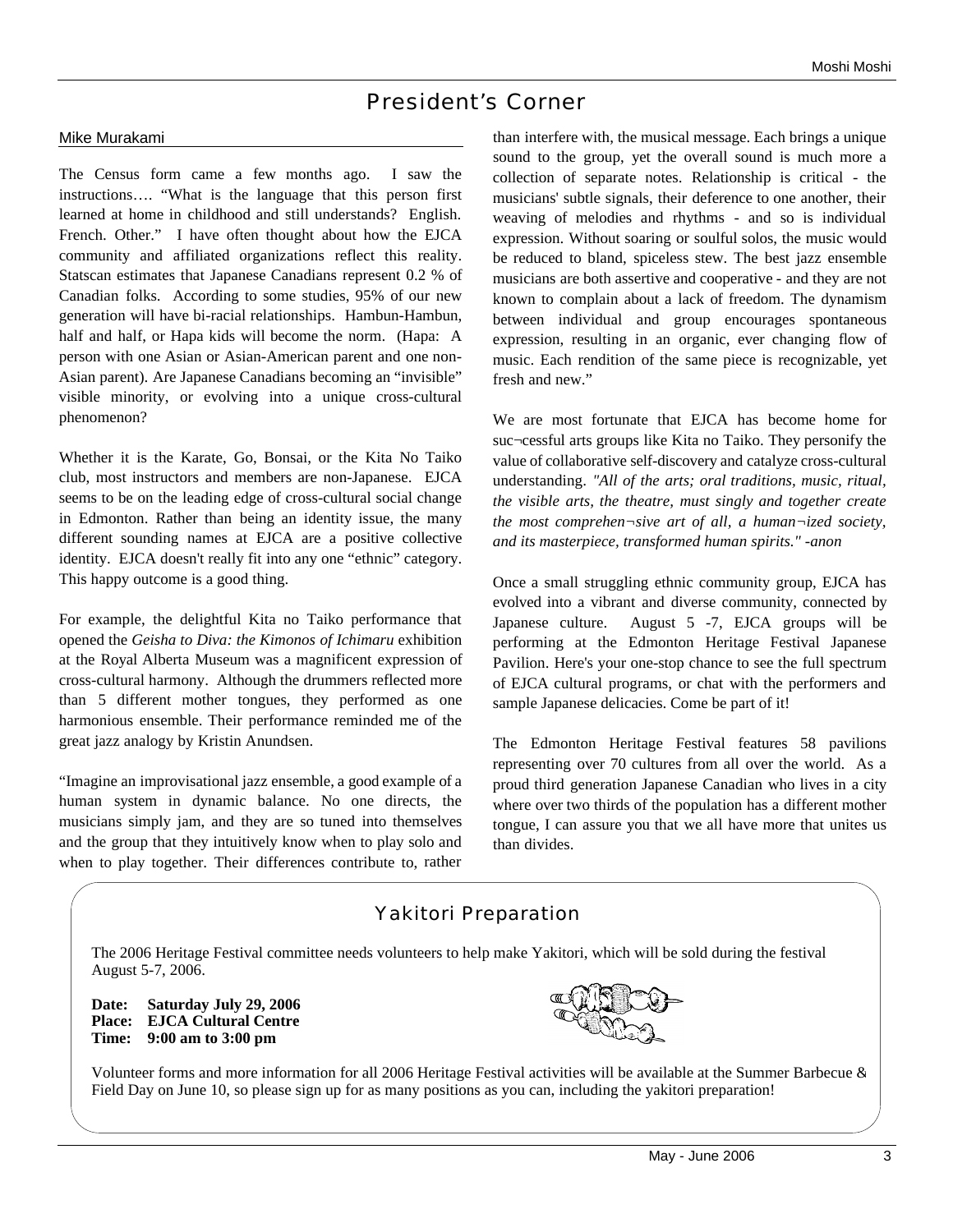# President's Corner

Mike Murakami

The Census form came a few months ago. I saw the instructions…. "What is the language that this person first learned at home in childhood and still understands? English. French. Other." I have often thought about how the EJCA community and affiliated organizations reflect this reality. Statscan estimates that Japanese Canadians represent 0.2 % of Canadian folks. According to some studies, 95% of our new generation will have bi-racial relationships. Hambun-Hambun, half and half, or Hapa kids will become the norm. (Hapa: A person with one Asian or Asian-American parent and one non-Asian parent). Are Japanese Canadians becoming an "invisible" visible minority, or evolving into a unique cross-cultural phenomenon?

Whether it is the Karate, Go, Bonsai, or the Kita No Taiko club, most instructors and members are non-Japanese. EJCA seems to be on the leading edge of cross-cultural social change in Edmonton. Rather than being an identity issue, the many different sounding names at EJCA are a positive collective identity. EJCA doesn't really fit into any one "ethnic" category. This happy outcome is a good thing.

For example, the delightful Kita no Taiko performance that opened the *Geisha to Diva: the Kimonos of Ichimaru* exhibition at the Royal Alberta Museum was a magnificent expression of cross-cultural harmony. Although the drummers reflected more than 5 different mother tongues, they performed as one harmonious ensemble. Their performance reminded me of the great jazz analogy by Kristin Anundsen.

"Imagine an improvisational jazz ensemble, a good example of a human system in dynamic balance. No one directs, the musicians simply jam, and they are so tuned into themselves and the group that they intuitively know when to play solo and when to play together. Their differences contribute to, rather than interfere with, the musical message. Each brings a unique sound to the group, yet the overall sound is much more a collection of separate notes. Relationship is critical - the musicians' subtle signals, their deference to one another, their weaving of melodies and rhythms - and so is individual expression. Without soaring or soulful solos, the music would be reduced to bland, spiceless stew. The best jazz ensemble musicians are both assertive and cooperative - and they are not known to complain about a lack of freedom. The dynamism between individual and group encourages spontaneous expression, resulting in an organic, ever changing flow of music. Each rendition of the same piece is recognizable, yet fresh and new."

We are most fortunate that EJCA has become home for suc¬cessful arts groups like Kita no Taiko. They personify the value of collaborative self-discovery and catalyze cross-cultural understanding. *"All of the arts; oral traditions, music, ritual, the visible arts, the theatre, must singly and together create the most comprehen¬sive art of all, a human¬ized society, and its masterpiece, transformed human spirits." -anon*

Once a small struggling ethnic community group, EJCA has evolved into a vibrant and diverse community, connected by Japanese culture. August 5 -7, EJCA groups will be performing at the Edmonton Heritage Festival Japanese Pavilion. Here's your one-stop chance to see the full spectrum of EJCA cultural programs, or chat with the performers and sample Japanese delicacies. Come be part of it!

The Edmonton Heritage Festival features 58 pavilions representing over 70 cultures from all over the world. As a proud third generation Japanese Canadian who lives in a city where over two thirds of the population has a different mother tongue, I can assure you that we all have more that unites us than divides.

## Yakitori Preparation

The 2006 Heritage Festival committee needs volunteers to help make Yakitori, which will be sold during the festival August 5-7, 2006.

**Date: Saturday July 29, 2006**
**Place: EJCA Cultural Centre**
**Time: 9:00 am to 3:00 pm**

Volunteer forms and more information for all 2006 Heritage Festival activities will be available at the Summer Barbecue & Field Day on June 10, so please sign up for as many positions as you can, including the yakitori preparation!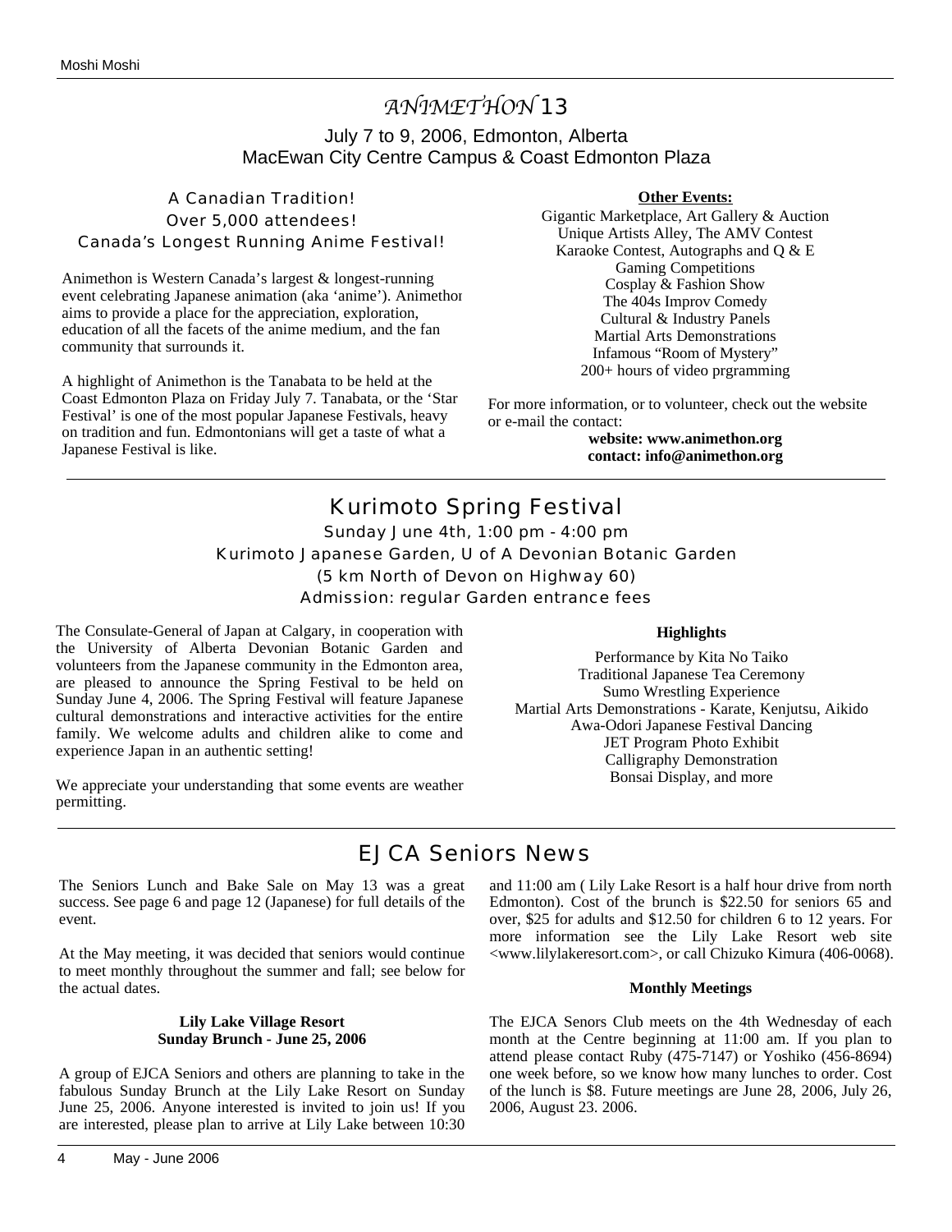# *ANIMETHON* 13

July 7 to 9, 2006, Edmonton, Alberta
MacEwan City Centre Campus & Coast Edmonton Plaza

A Canadian Tradition!
Over 5,000 attendees!
Canada's Longest Running Anime Festival!

Animethon is Western Canada's largest & longest-running event celebrating Japanese animation (aka 'anime'). Animethon aims to provide a place for the appreciation, exploration, education of all the facets of the anime medium, and the fan community that surrounds it.

A highlight of Animethon is the Tanabata to be held at the Coast Edmonton Plaza on Friday July 7. Tanabata, or the 'Star Festival' is one of the most popular Japanese Festivals, heavy on tradition and fun. Edmontonians will get a taste of what a Japanese Festival is like.

**Other Events:**

Gigantic Marketplace, Art Gallery & Auction
Unique Artists Alley, The AMV Contest
Karaoke Contest, Autographs and Q & E
Gaming Competitions
Cosplay & Fashion Show
The 404s Improv Comedy
Cultural & Industry Panels
Martial Arts Demonstrations
Infamous "Room of Mystery"
200+ hours of video prgramming

For more information, or to volunteer, check out the website or e-mail the contact:

**website: www.animethon.org**
**contact: info@animethon.org**

---

# Kurimoto Spring Festival

Sunday June 4th, 1:00 pm - 4:00 pm
Kurimoto Japanese Garden, U of A Devonian Botanic Garden
(5 km North of Devon on Highway 60)
Admission: regular Garden entrance fees

The Consulate-General of Japan at Calgary, in cooperation with the University of Alberta Devonian Botanic Garden and volunteers from the Japanese community in the Edmonton area, are pleased to announce the Spring Festival to be held on Sunday June 4, 2006. The Spring Festival will feature Japanese cultural demonstrations and interactive activities for the entire family. We welcome adults and children alike to come and experience Japan in an authentic setting!

We appreciate your understanding that some events are weather permitting.

**Highlights**

Performance by Kita No Taiko
Traditional Japanese Tea Ceremony
Sumo Wrestling Experience
Martial Arts Demonstrations - Karate, Kenjutsu, Aikido
Awa-Odori Japanese Festival Dancing
JET Program Photo Exhibit
Calligraphy Demonstration
Bonsai Display, and more

---

# EJCA Seniors News

The Seniors Lunch and Bake Sale on May 13 was a great success. See page 6 and page 12 (Japanese) for full details of the event.

At the May meeting, it was decided that seniors would continue to meet monthly throughout the summer and fall; see below for the actual dates.

**Lily Lake Village Resort**
**Sunday Brunch - June 25, 2006**

A group of EJCA Seniors and others are planning to take in the fabulous Sunday Brunch at the Lily Lake Resort on Sunday June 25, 2006. Anyone interested is invited to join us! If you are interested, please plan to arrive at Lily Lake between 10:30 and 11:00 am ( Lily Lake Resort is a half hour drive from north Edmonton). Cost of the brunch is $22.50 for seniors 65 and over, $25 for adults and $12.50 for children 6 to 12 years. For more information see the Lily Lake Resort web site <www.lilylakeresort.com>, or call Chizuko Kimura (406-0068).

**Monthly Meetings**

The EJCA Senors Club meets on the 4th Wednesday of each month at the Centre beginning at 11:00 am. If you plan to attend please contact Ruby (475-7147) or Yoshiko (456-8694) one week before, so we know how many lunches to order. Cost of the lunch is $8. Future meetings are June 28, 2006, July 26, 2006, August 23. 2006.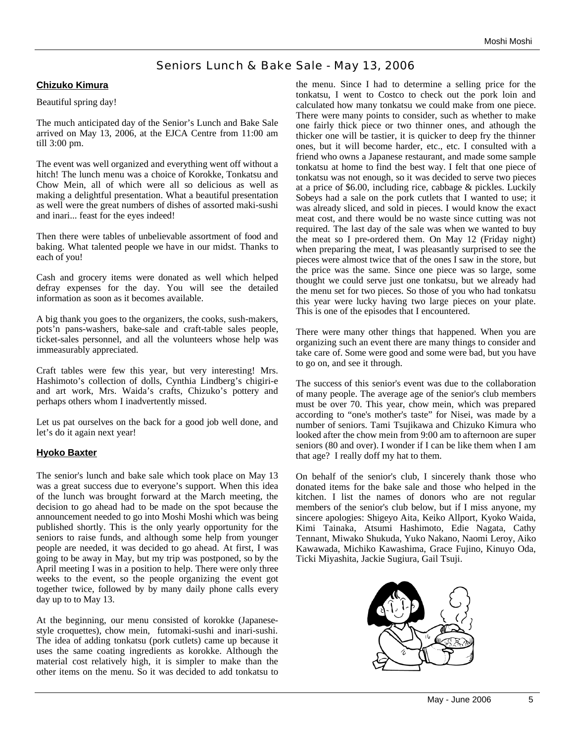# Seniors Lunch & Bake Sale - May 13, 2006

## Chizuko Kimura

Beautiful spring day!

The much anticipated day of the Senior's Lunch and Bake Sale arrived on May 13, 2006, at the EJCA Centre from 11:00 am till 3:00 pm.

The event was well organized and everything went off without a hitch! The lunch menu was a choice of Korokke, Tonkatsu and Chow Mein, all of which were all so delicious as well as making a delightful presentation. What a beautiful presentation as well were the great numbers of dishes of assorted maki-sushi and inari... feast for the eyes indeed!

Then there were tables of unbelievable assortment of food and baking. What talented people we have in our midst. Thanks to each of you!

Cash and grocery items were donated as well which helped defray expenses for the day. You will see the detailed information as soon as it becomes available.

A big thank you goes to the organizers, the cooks, sush-makers, pots'n pans-washers, bake-sale and craft-table sales people, ticket-sales personnel, and all the volunteers whose help was immeasurably appreciated.

Craft tables were few this year, but very interesting! Mrs. Hashimoto's collection of dolls, Cynthia Lindberg's chigiri-e and art work, Mrs. Waida's crafts, Chizuko's pottery and perhaps others whom I inadvertently missed.

Let us pat ourselves on the back for a good job well done, and let's do it again next year!

## Hyoko Baxter

The senior's lunch and bake sale which took place on May 13 was a great success due to everyone's support. When this idea of the lunch was brought forward at the March meeting, the decision to go ahead had to be made on the spot because the announcement needed to go into Moshi Moshi which was being published shortly. This is the only yearly opportunity for the seniors to raise funds, and although some help from younger people are needed, it was decided to go ahead. At first, I was going to be away in May, but my trip was postponed, so by the April meeting I was in a position to help. There were only three weeks to the event, so the people organizing the event got together twice, followed by by many daily phone calls every day up to to May 13.

At the beginning, our menu consisted of korokke (Japanese-style croquettes), chow mein, futomaki-sushi and inari-sushi. The idea of adding tonkatsu (pork cutlets) came up because it uses the same coating ingredients as korokke. Although the material cost relatively high, it is simpler to make than the other items on the menu. So it was decided to add tonkatsu to the menu. Since I had to determine a selling price for the tonkatsu, I went to Costco to check out the pork loin and calculated how many tonkatsu we could make from one piece. There were many points to consider, such as whether to make one fairly thick piece or two thinner ones, and athough the thicker one will be tastier, it is quicker to deep fry the thinner ones, but it will become harder, etc., etc. I consulted with a friend who owns a Japanese restaurant, and made some sample tonkatsu at home to find the best way. I felt that one piece of tonkatsu was not enough, so it was decided to serve two pieces at a price of $6.00, including rice, cabbage & pickles. Luckily Sobeys had a sale on the pork cutlets that I wanted to use; it was already sliced, and sold in pieces. I would know the exact meat cost, and there would be no waste since cutting was not required. The last day of the sale was when we wanted to buy the meat so I pre-ordered them. On May 12 (Friday night) when preparing the meat, I was pleasantly surprised to see the pieces were almost twice that of the ones I saw in the store, but the price was the same. Since one piece was so large, some thought we could serve just one tonkatsu, but we already had the menu set for two pieces. So those of you who had tonkatsu this year were lucky having two large pieces on your plate. This is one of the episodes that I encountered.

There were many other things that happened. When you are organizing such an event there are many things to consider and take care of. Some were good and some were bad, but you have to go on, and see it through.

The success of this senior's event was due to the collaboration of many people. The average age of the senior's club members must be over 70. This year, chow mein, which was prepared according to "one's mother's taste" for Nisei, was made by a number of seniors. Tami Tsujikawa and Chizuko Kimura who looked after the chow mein from 9:00 am to afternoon are super seniors (80 and over). I wonder if I can be like them when I am that age? I really doff my hat to them.

On behalf of the senior's club, I sincerely thank those who donated items for the bake sale and those who helped in the kitchen. I list the names of donors who are not regular members of the senior's club below, but if I miss anyone, my sincere apologies: Shigeyo Aita, Keiko Allport, Kyoko Waida, Kimi Tainaka, Atsumi Hashimoto, Edie Nagata, Cathy Tennant, Miwako Shukuda, Yuko Nakano, Naomi Leroy, Aiko Kawawada, Michiko Kawashima, Grace Fujino, Kinuyo Oda, Ticki Miyashita, Jackie Sugiura, Gail Tsuji.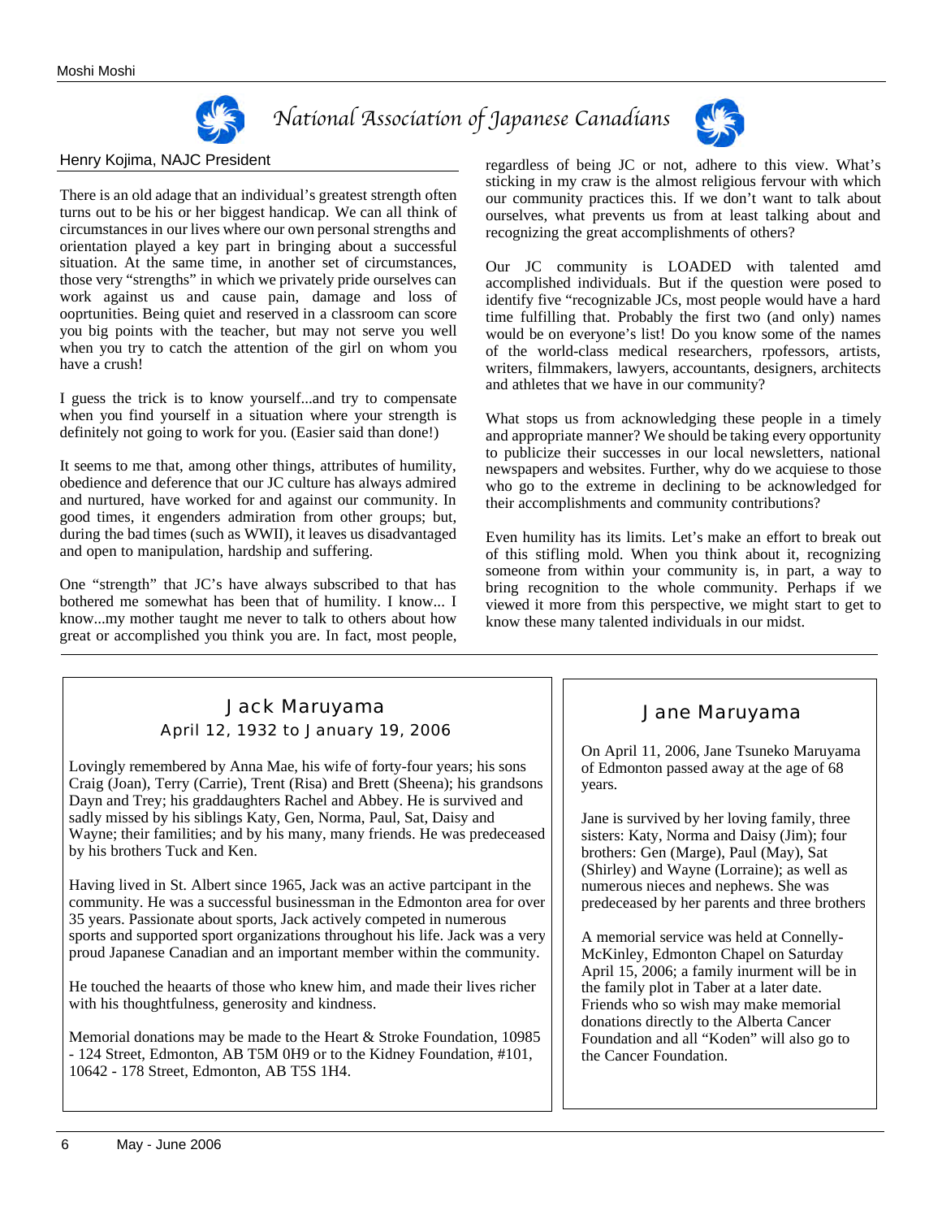# National Association of Japanese Canadians

## Henry Kojima, NAJC President

There is an old adage that an individual's greatest strength often turns out to be his or her biggest handicap. We can all think of circumstances in our lives where our own personal strengths and orientation played a key part in bringing about a successful situation. At the same time, in another set of circumstances, those very "strengths" in which we privately pride ourselves can work against us and cause pain, damage and loss of ooprtunities. Being quiet and reserved in a classroom can score you big points with the teacher, but may not serve you well when you try to catch the attention of the girl on whom you have a crush!

I guess the trick is to know yourself...and try to compensate when you find yourself in a situation where your strength is definitely not going to work for you. (Easier said than done!)

It seems to me that, among other things, attributes of humility, obedience and deference that our JC culture has always admired and nurtured, have worked for and against our community. In good times, it engenders admiration from other groups; but, during the bad times (such as WWII), it leaves us disadvantaged and open to manipulation, hardship and suffering.

One "strength" that JC's have always subscribed to that has bothered me somewhat has been that of humility. I know... I know...my mother taught me never to talk to others about how great or accomplished you think you are. In fact, most people, regardless of being JC or not, adhere to this view. What's sticking in my craw is the almost religious fervour with which our community practices this. If we don't want to talk about ourselves, what prevents us from at least talking about and recognizing the great accomplishments of others?

Our JC community is LOADED with talented amd accomplished individuals. But if the question were posed to identify five "recognizable JCs, most people would have a hard time fulfilling that. Probably the first two (and only) names would be on everyone's list! Do you know some of the names of the world-class medical researchers, rpofessors, artists, writers, filmmakers, lawyers, accountants, designers, architects and athletes that we have in our community?

What stops us from acknowledging these people in a timely and appropriate manner? We should be taking every opportunity to publicize their successes in our local newsletters, national newspapers and websites. Further, why do we acquiese to those who go to the extreme in declining to be acknowledged for their accomplishments and community contributions?

Even humility has its limits. Let's make an effort to break out of this stifling mold. When you think about it, recognizing someone from within your community is, in part, a way to bring recognition to the whole community. Perhaps if we viewed it more from this perspective, we might start to get to know these many talented individuals in our midst.

---

## Jack Maruyama

### April 12, 1932 to January 19, 2006

Lovingly remembered by Anna Mae, his wife of forty-four years; his sons Craig (Joan), Terry (Carrie), Trent (Risa) and Brett (Sheena); his grandsons Dayn and Trey; his graddaughters Rachel and Abbey. He is survived and sadly missed by his siblings Katy, Gen, Norma, Paul, Sat, Daisy and Wayne; their families; and by his many, many friends. He was predeceased by his brothers Tuck and Ken.

Having lived in St. Albert since 1965, Jack was an active partcipant in the community. He was a successful businessman in the Edmonton area for over 35 years. Passionate about sports, Jack actively competed in numerous sports and supported sport organizations throughout his life. Jack was a very proud Japanese Canadian and an important member within the community.

He touched the heaarts of those who knew him, and made their lives richer with his thoughtfulness, generosity and kindness.

Memorial donations may be made to the Heart & Stroke Foundation, 10985 - 124 Street, Edmonton, AB T5M 0H9 or to the Kidney Foundation, #101, 10642 - 178 Street, Edmonton, AB T5S 1H4.

## Jane Maruyama

On April 11, 2006, Jane Tsuneko Maruyama of Edmonton passed away at the age of 68 years.

Jane is survived by her loving family, three sisters: Katy, Norma and Daisy (Jim); four brothers: Gen (Marge), Paul (May), Sat (Shirley) and Wayne (Lorraine); as well as numerous nieces and nephews. She was predeceased by her parents and three brothers

A memorial service was held at Connelly-McKinley, Edmonton Chapel on Saturday April 15, 2006; a family inurment will be in the family plot in Taber at a later date. Friends who so wish may make memorial donations directly to the Alberta Cancer Foundation and all "Koden" will also go to the Cancer Foundation.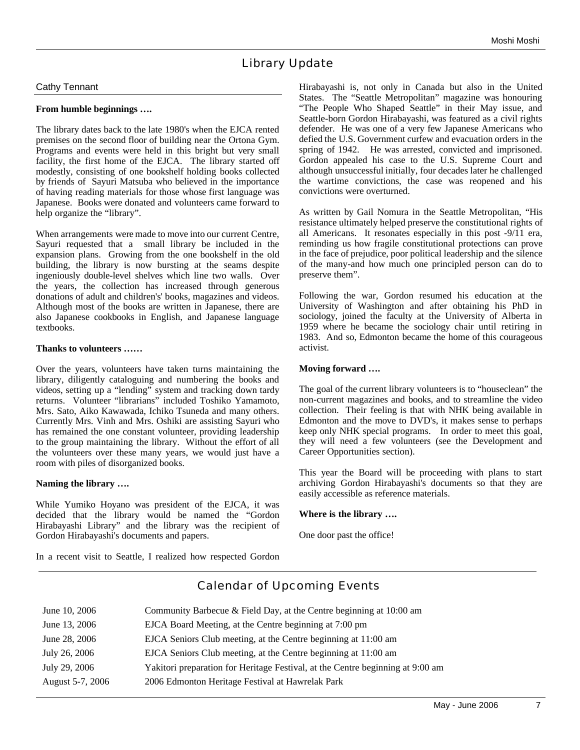## Library Update

Cathy Tennant

**From humble beginnings ….**

The library dates back to the late 1980's when the EJCA rented premises on the second floor of building near the Ortona Gym. Programs and events were held in this bright but very small facility, the first home of the EJCA. The library started off modestly, consisting of one bookshelf holding books collected by friends of Sayuri Matsuba who believed in the importance of having reading materials for those whose first language was Japanese. Books were donated and volunteers came forward to help organize the "library".

When arrangements were made to move into our current Centre, Sayuri requested that a small library be included in the expansion plans. Growing from the one bookshelf in the old building, the library is now bursting at the seams despite ingeniously double-level shelves which line two walls. Over the years, the collection has increased through generous donations of adult and children's' books, magazines and videos. Although most of the books are written in Japanese, there are also Japanese cookbooks in English, and Japanese language textbooks.

**Thanks to volunteers ……**

Over the years, volunteers have taken turns maintaining the library, diligently cataloguing and numbering the books and videos, setting up a "lending" system and tracking down tardy returns. Volunteer "librarians" included Toshiko Yamamoto, Mrs. Sato, Aiko Kawawada, Ichiko Tsuneda and many others. Currently Mrs. Vinh and Mrs. Oshiki are assisting Sayuri who has remained the one constant volunteer, providing leadership to the group maintaining the library. Without the effort of all the volunteers over these many years, we would just have a room with piles of disorganized books.

**Naming the library ….**

While Yumiko Hoyano was president of the EJCA, it was decided that the library would be named the "Gordon Hirabayashi Library" and the library was the recipient of Gordon Hirabayashi's documents and papers.

In a recent visit to Seattle, I realized how respected Gordon Hirabayashi is, not only in Canada but also in the United States. The "Seattle Metropolitan" magazine was honouring "The People Who Shaped Seattle" in their May issue, and Seattle-born Gordon Hirabayashi, was featured as a civil rights defender. He was one of a very few Japanese Americans who defied the U.S. Government curfew and evacuation orders in the spring of 1942. He was arrested, convicted and imprisoned. Gordon appealed his case to the U.S. Supreme Court and although unsuccessful initially, four decades later he challenged the wartime convictions, the case was reopened and his convictions were overturned.

As written by Gail Nomura in the Seattle Metropolitan, "His resistance ultimately helped preserve the constitutional rights of all Americans. It resonates especially in this post -9/11 era, reminding us how fragile constitutional protections can prove in the face of prejudice, poor political leadership and the silence of the many-and how much one principled person can do to preserve them".

Following the war, Gordon resumed his education at the University of Washington and after obtaining his PhD in sociology, joined the faculty at the University of Alberta in 1959 where he became the sociology chair until retiring in 1983. And so, Edmonton became the home of this courageous activist.

**Moving forward ….**

The goal of the current library volunteers is to "houseclean" the non-current magazines and books, and to streamline the video collection. Their feeling is that with NHK being available in Edmonton and the move to DVD's, it makes sense to perhaps keep only NHK special programs. In order to meet this goal, they will need a few volunteers (see the Development and Career Opportunities section).

This year the Board will be proceeding with plans to start archiving Gordon Hirabayashi's documents so that they are easily accessible as reference materials.

**Where is the library ….**

One door past the office!

## Calendar of Upcoming Events

| | |
|---|---|
| June 10, 2006 | Community Barbecue & Field Day, at the Centre beginning at 10:00 am |
| June 13, 2006 | EJCA Board Meeting, at the Centre beginning at 7:00 pm |
| June 28, 2006 | EJCA Seniors Club meeting, at the Centre beginning at 11:00 am |
| July 26, 2006 | EJCA Seniors Club meeting, at the Centre beginning at 11:00 am |
| July 29, 2006 | Yakitori preparation for Heritage Festival, at the Centre beginning at 9:00 am |
| August 5-7, 2006 | 2006 Edmonton Heritage Festival at Hawrelak Park |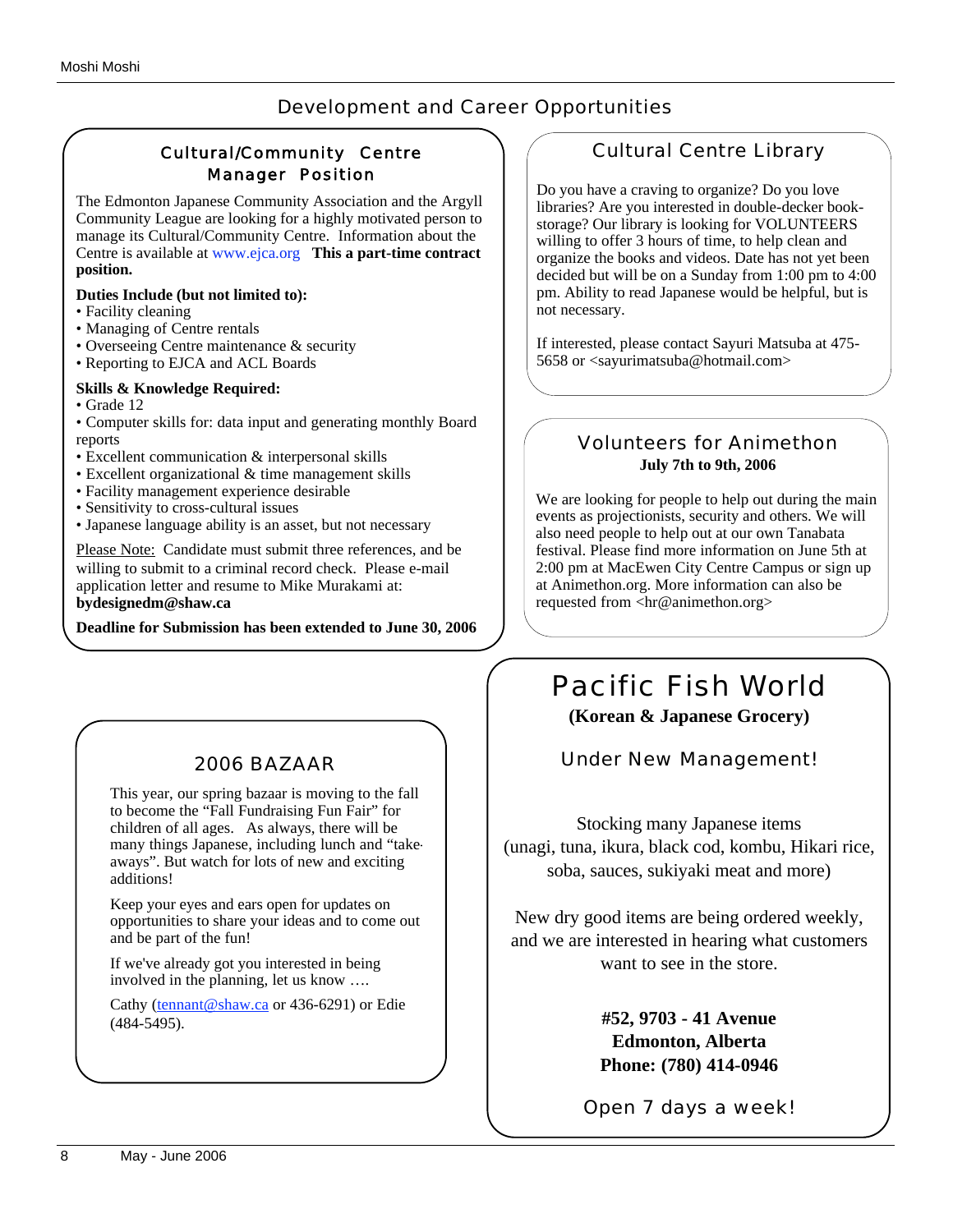# Development and Career Opportunities

## Cultural/Community Centre Manager Position

The Edmonton Japanese Community Association and the Argyll Community League are looking for a highly motivated person to manage its Cultural/Community Centre. Information about the Centre is available at www.ejca.org **This a part-time contract position.**

**Duties Include (but not limited to):**

- Facility cleaning
- Managing of Centre rentals
- Overseeing Centre maintenance & security
- Reporting to EJCA and ACL Boards

**Skills & Knowledge Required:**

- Grade 12
- Computer skills for: data input and generating monthly Board reports
- Excellent communication & interpersonal skills
- Excellent organizational & time management skills
- Facility management experience desirable
- Sensitivity to cross-cultural issues
- Japanese language ability is an asset, but not necessary

Please Note: Candidate must submit three references, and be willing to submit to a criminal record check. Please e-mail application letter and resume to Mike Murakami at: **bydesignedm@shaw.ca**

**Deadline for Submission has been extended to June 30, 2006**

## Cultural Centre Library

Do you have a craving to organize? Do you love libraries? Are you interested in double-decker book-storage? Our library is looking for VOLUNTEERS willing to offer 3 hours of time, to help clean and organize the books and videos. Date has not yet been decided but will be on a Sunday from 1:00 pm to 4:00 pm. Ability to read Japanese would be helpful, but is not necessary.

If interested, please contact Sayuri Matsuba at 475-5658 or <sayurimatsuba@hotmail.com>

## Volunteers for Animethon

**July 7th to 9th, 2006**

We are looking for people to help out during the main events as projectionists, security and others. We will also need people to help out at our own Tanabata festival. Please find more information on June 5th at 2:00 pm at MacEwen City Centre Campus or sign up at Animethon.org. More information can also be requested from <hr@animethon.org>

## 2006 BAZAAR

This year, our spring bazaar is moving to the fall to become the "Fall Fundraising Fun Fair" for children of all ages. As always, there will be many things Japanese, including lunch and "take-aways". But watch for lots of new and exciting additions!

Keep your eyes and ears open for updates on opportunities to share your ideas and to come out and be part of the fun!

If we've already got you interested in being involved in the planning, let us know ….

Cathy (tennant@shaw.ca or 436-6291) or Edie (484-5495).

## Pacific Fish World

**(Korean & Japanese Grocery)**

Under New Management!

Stocking many Japanese items (unagi, tuna, ikura, black cod, kombu, Hikari rice, soba, sauces, sukiyaki meat and more)

New dry good items are being ordered weekly, and we are interested in hearing what customers want to see in the store.

**#52, 9703 - 41 Avenue**
**Edmonton, Alberta**
**Phone: (780) 414-0946**

Open 7 days a week!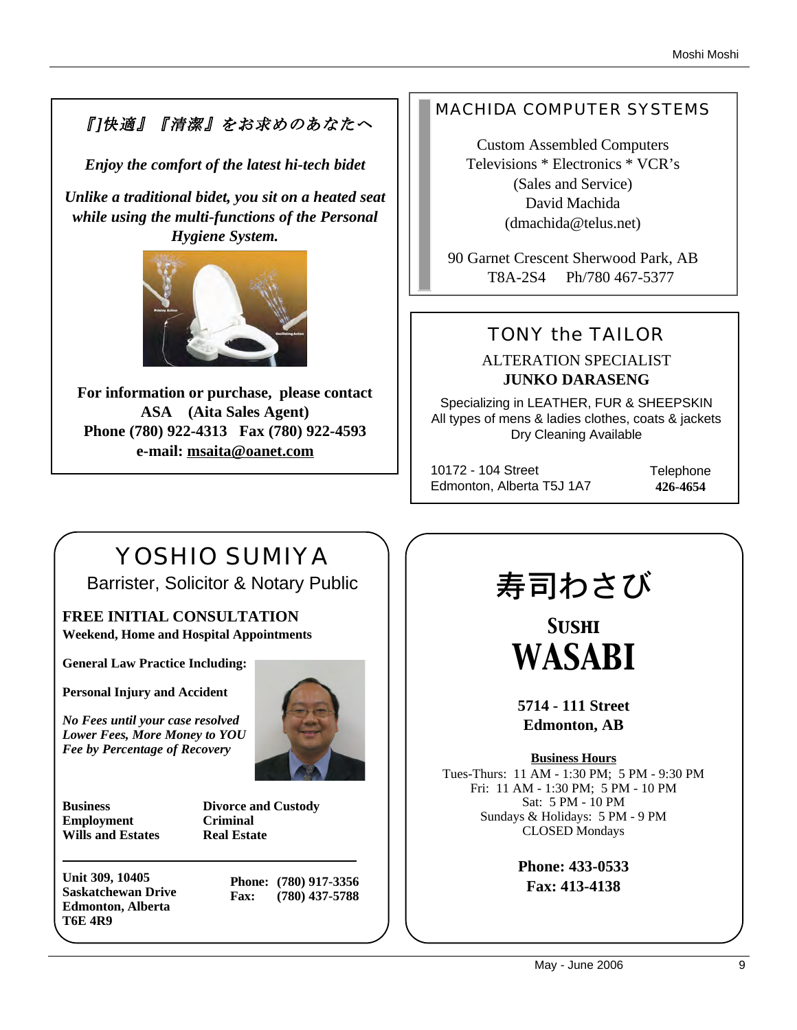*『]快適』『清潔』をお求めのあなたへ*

***Enjoy the comfort of the latest hi-tech bidet***

***Unlike a traditional bidet, you sit on a heated seat while using the multi-functions of the Personal Hygiene System.***

**For information or purchase, please contact**
**ASA (Aita Sales Agent)**
**Phone (780) 922-4313 Fax (780) 922-4593**
**e-mail: msaita@oanet.com**

---

## MACHIDA COMPUTER SYSTEMS

Custom Assembled Computers
Televisions * Electronics * VCR's
(Sales and Service)
David Machida
(dmachida@telus.net)

90 Garnet Crescent Sherwood Park, AB
T8A-2S4 Ph/780 467-5377

---

## TONY the TAILOR

ALTERATION SPECIALIST
**JUNKO DARASENG**

Specializing in LEATHER, FUR & SHEEPSKIN
All types of mens & ladies clothes, coats & jackets
Dry Cleaning Available

10172 - 104 Street
Edmonton, Alberta T5J 1A7

Telephone
**426-4654**

---

## YOSHIO SUMIYA

Barrister, Solicitor & Notary Public

**FREE INITIAL CONSULTATION**
**Weekend, Home and Hospital Appointments**

**General Law Practice Including:**

**Personal Injury and Accident**

***No Fees until your case resolved***
***Lower Fees, More Money to YOU***
***Fee by Percentage of Recovery***

**Business**
**Employment**
**Wills and Estates**
**Divorce and Custody**
**Criminal**
**Real Estate**

**Unit 309, 10405**
**Saskatchewan Drive**
**Edmonton, Alberta**
**T6E 4R9**

**Phone: (780) 917-3356**
**Fax: (780) 437-5788**

---

# 寿司わさび

## SUSHI WASABI

**5714 - 111 Street**
**Edmonton, AB**

**Business Hours**
Tues-Thurs: 11 AM - 1:30 PM; 5 PM - 9:30 PM
Fri: 11 AM - 1:30 PM; 5 PM - 10 PM
Sat: 5 PM - 10 PM
Sundays & Holidays: 5 PM - 9 PM
CLOSED Mondays

**Phone: 433-0533**
**Fax: 413-4138**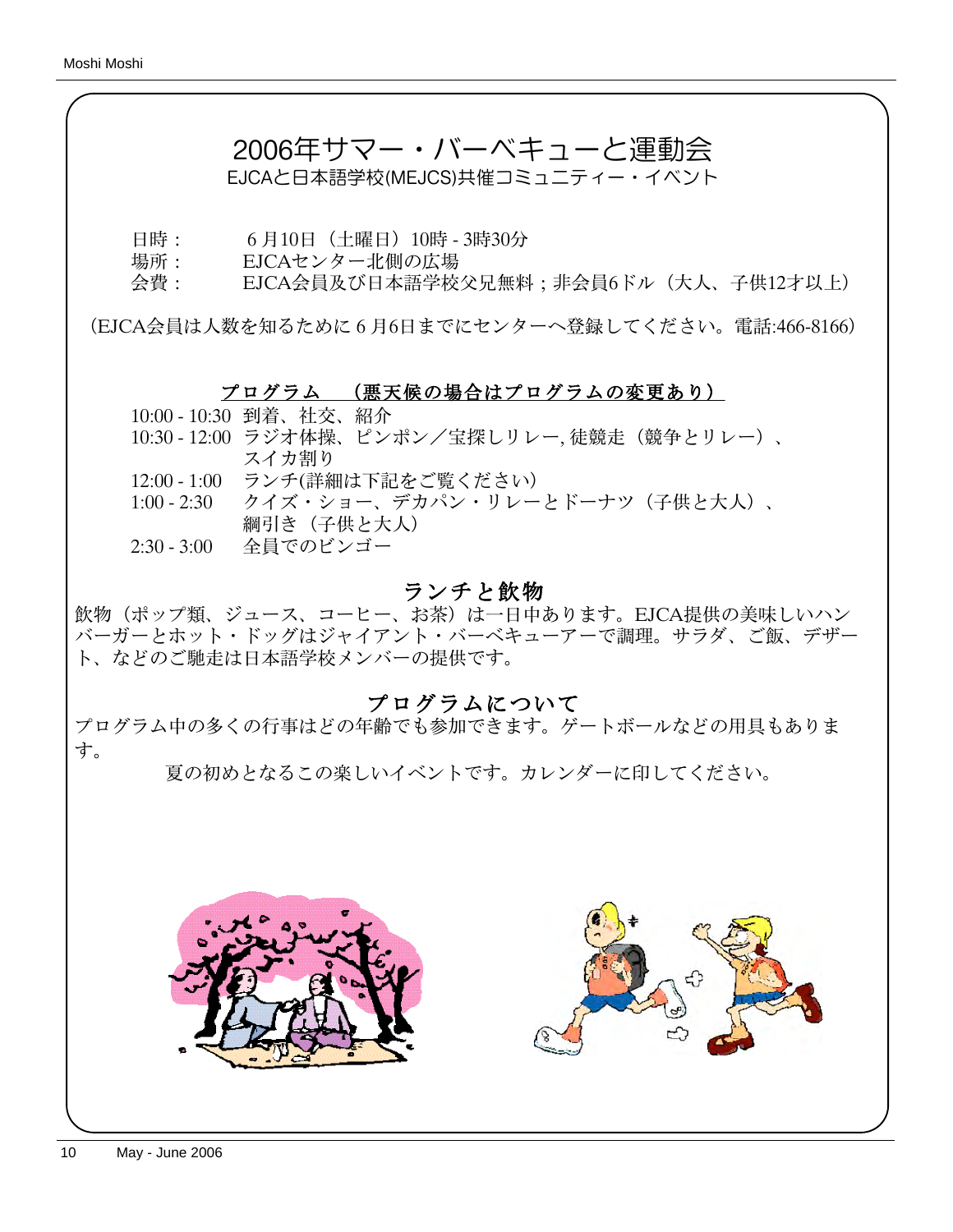# 2006年サマー・バーベキューと運動会

EJCAと日本語学校(MEJCS)共催コミュニティー・イベント

日時：　６月10日（土曜日）10時 - 3時30分
場所：　EJCAセンター北側の広場
会費：　EJCA会員及び日本語学校父兄無料；非会員6ドル（大人、子供12才以上）

（EJCA会員は人数を知るために６月6日までにセンターへ登録してください。電話:466-8166）

## プログラム　（悪天候の場合はプログラムの変更あり）

10:00 - 10:30　到着、社交、紹介
10:30 - 12:00　ラジオ体操、ピンポン／宝探しリレー, 徒競走（競争とリレー）、スイカ割り
12:00 - 1:00　ランチ(詳細は下記をご覧ください)
1:00 - 2:30　クイズ・ショー、デカパン・リレーとドーナツ（子供と大人）、綱引き（子供と大人）
2:30 - 3:00　全員でのビンゴー

## ランチと飲物

飲物（ポップ類、ジュース、コーヒー、お茶）は一日中あります。EJCA提供の美味しいハンバーガーとホット・ドッグはジャイアント・バーベキューアーで調理。サラダ、ご飯、デザート、などのご馳走は日本語学校メンバーの提供です。

## プログラムについて

プログラム中の多くの行事はどの年齢でも参加できます。ゲートボールなどの用具もあります。

夏の初めとなるこの楽しいイベントです。カレンダーに印してください。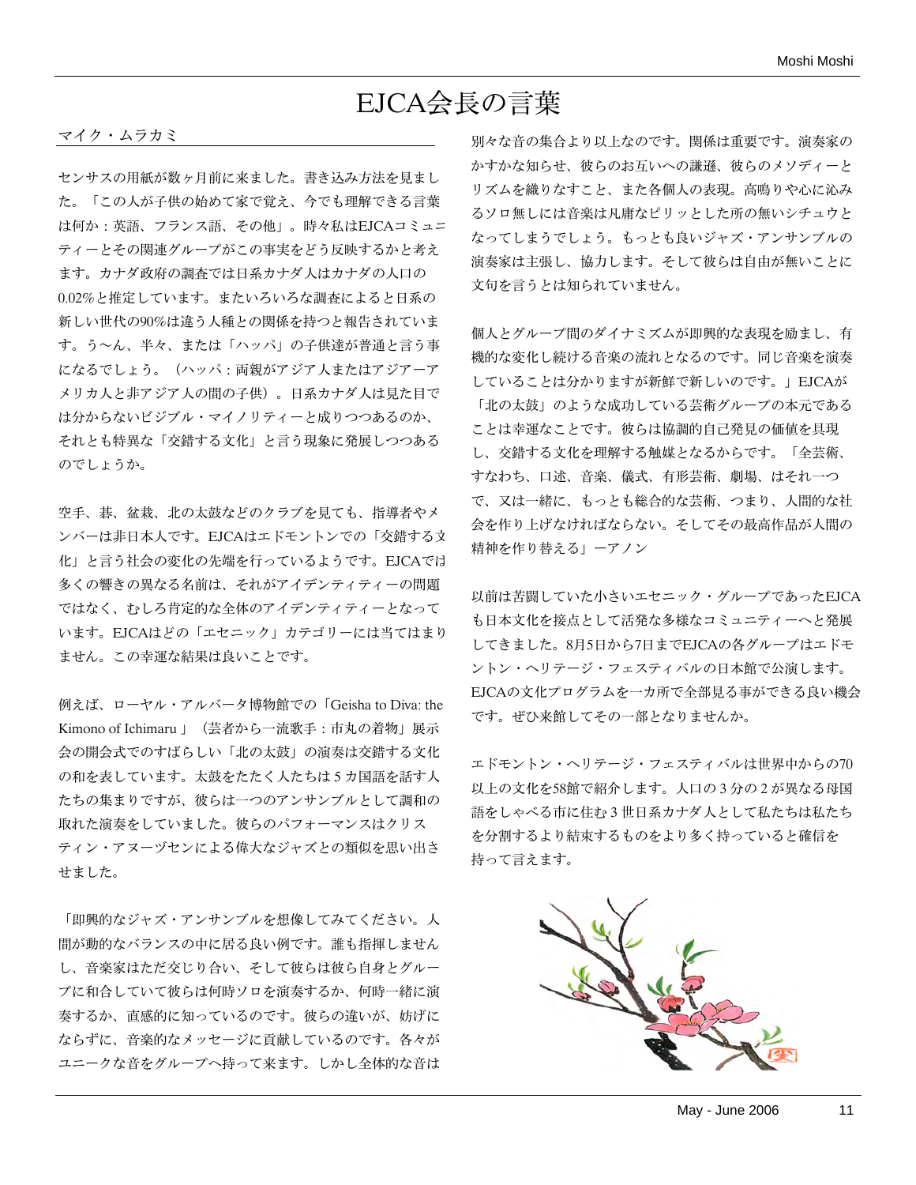# EJCA会長の言葉

マイク・ムラカミ

センサスの用紙が数ヶ月前に来ました。書き込み方法を見ました。「この人が子供の始めて家で覚え、今でも理解できる言葉は何か：英語、フランス語、その他」。時々私はEJCAコミュニティーとその関連グループがこの事実をどう反映するかと考えます。カナダ政府の調査では日系カナダ人はカナダの人口の0.02%と推定しています。またいろいろな調査によると日系の新しい世代の90%は違う人種との関係を持つと報告されています。う〜ん、半々、または「ハッパ」の子供達が普通と言う事になるでしょう。（ハッパ：両親がアジア人またはアジアーアメリカ人と非アジア人の間の子供）。日系カナダ人は見た目では分からないビジブル・マイノリティーと成りつつあるのか、それとも特異な「交錯する文化」と言う現象に発展しつつあるのでしょうか。

空手、碁、盆栽、北の太鼓などのクラブを見ても、指導者やメンバーは非日本人です。EJCAはエドモントンでの「交錯する文化」と言う社会の変化の先端を行っているようです。EJCAでは多くの響きの異なる名前は、それがアイデンティティーの問題ではなく、むしろ肯定的な全体のアイデンティティーとなっています。EJCAはどの「エセニック」カテゴリーには当てはまりません。この幸運な結果は良いことです。

例えば、ローヤル・アルバータ博物館での「Geisha to Diva: the Kimono of Ichimaru」（芸者から一流歌手：市丸の着物」展示会の開会式でのすばらしい「北の太鼓」の演奏は交錯する文化の和を表しています。太鼓をたたく人たちは５カ国語を話す人たちの集まりですが、彼らは一つのアンサンブルとして調和の取れた演奏をしていました。彼らのパフォーマンスはクリスティン・アヌーヅセンによる偉大なジャズとの類似を思い出させました。

「即興的なジャズ・アンサンブルを想像してみてください。人間が動的なバランスの中に居る良い例です。誰も指揮しませんし、音楽家はただ交じり合い、そして彼らは彼ら自身とグループに和合していて彼らは何時ソロを演奏するか、何時一緒に演奏するか、直感的に知っているのです。彼らの違いが、妨げにならずに、音楽的なメッセージに貢献しているのです。各々がユニークな音をグループへ持って来ます。しかし全体的な音は別々な音の集合より以上なのです。関係は重要です。演奏家のかすかな知らせ、彼らのお互いへの謙遜、彼らのメソディーとリズムを織りなすこと、また各個人の表現。高鳴りや心に沁みるソロ無しには音楽は凡庸なピリッとした所の無いシチュウとなってしまうでしょう。もっとも良いジャズ・アンサンブルの演奏家は主張し、協力します。そして彼らは自由が無いことに文句を言うとは知られていません。

個人とグループ間のダイナミズムが即興的な表現を励まし、有機的な変化し続ける音楽の流れとなるのです。同じ音楽を演奏していることは分かりますが新鮮で新しいのです。」EJCAが「北の太鼓」のような成功している芸術グループの本元であることは幸運なことです。彼らは協調的自己発見の価値を具現し、交錯する文化を理解する触媒となるからです。「全芸術、すなわち、口述、音楽、儀式、有形芸術、劇場、はそれ一つで、又は一緒に、もっとも総合的な芸術、つまり、人間的な社会を作り上げなければならない。そしてその最高作品が人間の精神を作り替える」ーアノン

以前は苦闘していた小さいエセニック・グループであったEJCAも日本文化を接点として活発な多様なコミュニティーへと発展してきました。8月5日から7日までEJCAの各グループはエドモントン・ヘリテージ・フェスティバルの日本館で公演します。EJCAの文化プログラムを一カ所で全部見る事ができる良い機会です。ぜひ来館してその一部となりませんか。

エドモントン・ヘリテージ・フェスティバルは世界中からの70以上の文化を58館で紹介します。人口の３分の２が異なる母国語をしゃべる市に住む３世日系カナダ人として私たちは私たちを分割するより結束するものをより多く持っていると確信を持って言えます。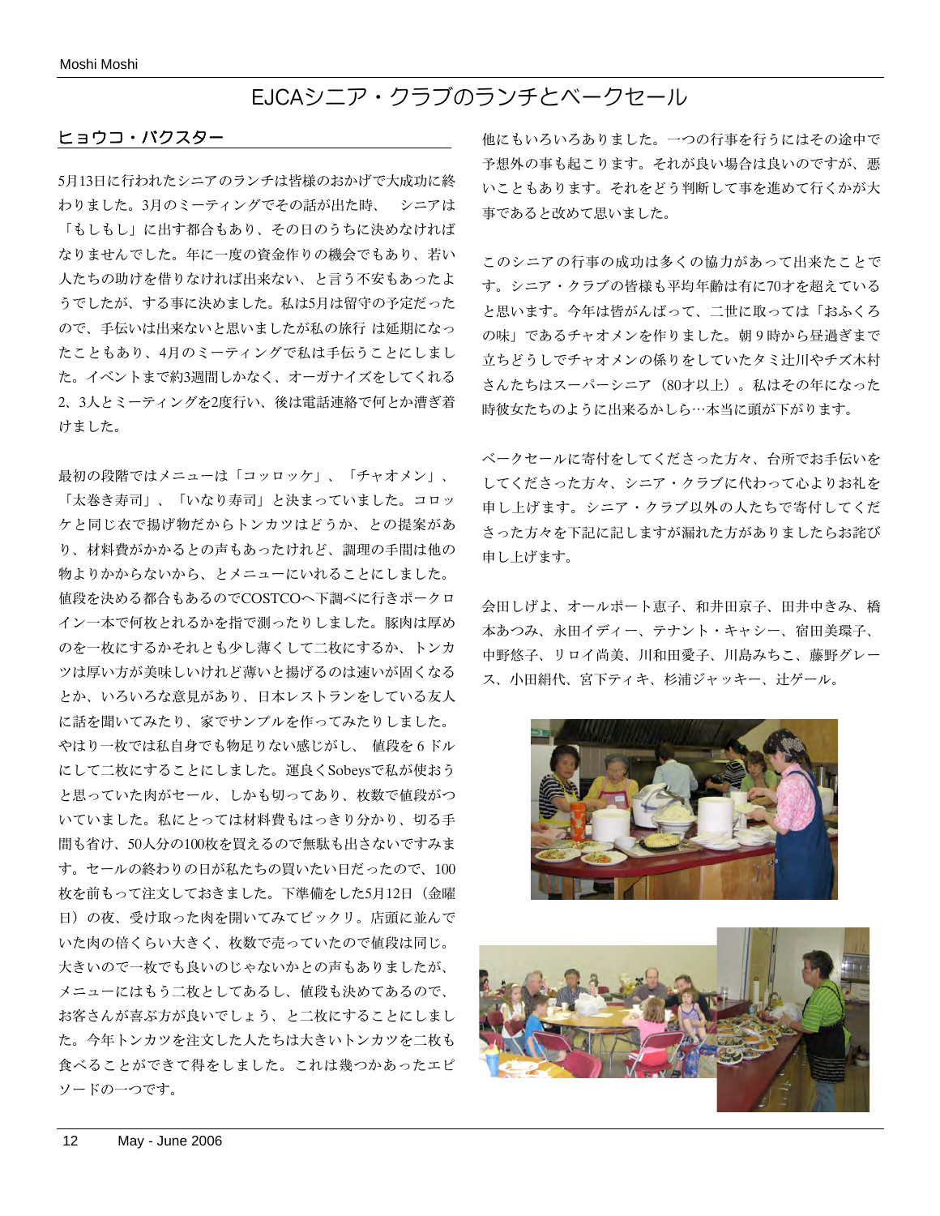# EJCAシニア・クラブのランチとベークセール

## ヒョウコ・バクスター

5月13日に行われたシニアのランチは皆様のおかげで大成功に終わりました。3月のミーティングでその話が出た時、　シニアは「もしもし」に出す都合もあり、その日のうちに決めなければなりませんでした。年に一度の資金作りの機会でもあり、若い人たちの助けを借りなければ出来ない、と言う不安もあったようでしたが、する事に決めました。私は5月は留守の予定だったので、手伝いは出来ないと思いましたが私の旅行 は延期になったこともあり、4月のミーティングで私は手伝うことにしました。イベントまで約3週間しかなく、オーガナイズをしてくれる2、3人とミーティングを2度行い、後は電話連絡で何とか漕ぎ着けました。

最初の段階ではメニューは「コッロッケ」、「チャオメン」、「太巻き寿司」、「いなり寿司」と決まっていました。コロッケと同じ衣で揚げ物だからトンカツはどうか、との提案があり、材料費がかかるとの声もあったけれど、調理の手間は他の物よりかからないから、とメニューにいれることにしました。値段を決める都合もあるのでCOSTCOへ下調べに行きポークロイン一本で何枚とれるかを指で測ったりしました。豚肉は厚めのを一枚にするかそれとも少し薄くして二枚にするか、トンカツは厚い方が美味しいけれど薄いと揚げるのは速いが固くなるとか、いろいろな意見があり、日本レストランをしている友人に話を聞いてみたり、家でサンプルを作ってみたりしました。やはり一枚では私自身でも物足りない感じがし、 値段を６ドルにして二枚にすることにしました。運良くSobeysで私が使おうと思っていた肉がセール、しかも切ってあり、枚数で値段がついていました。私にとっては材料費ははっきり分かり、切る手間も省け、50人分の100枚を買えるので無駄も出さないですみます。セールの終わりの日が私たちの買いたい日だったので、100枚を前もって注文しておきました。下準備をした5月12日（金曜日）の夜、受け取った肉を開いてみてビックリ。店頭に並んでいた肉の倍くらい大きく、枚数で売っていたので値段は同じ。大きいので一枚でも良いのじゃないかとの声もありましたが、メニューにはもう二枚としてあるし、値段も決めてあるので、お客さんが喜ぶ方が良いでしょう、と二枚にすることにしました。今年トンカツを注文した人たちは大きいトンカツを二枚も食べることができて得をしました。これは幾つかあったエピソードの一つです。

他にもいろいろありました。一つの行事を行うにはその途中で予想外の事も起こります。それが良い場合は良いのですが、悪いこともあります。それをどう判断して事を進めて行くかが大事であると改めて思いました。

このシニアの行事の成功は多くの協力があって出来たことです。シニア・クラブの皆様も平均年齢は有に70才を超えていると思います。今年は皆がんばって、二世に取っては「おふくろの味」であるチャオメンを作りました。朝９時から昼過ぎまで立ちどうしでチャオメンの係りをしていたタミ辻川やチズ木村さんたちはスーパーシニア（80才以上）。私はその年になった時彼女たちのように出来るかしら…本当に頭が下がります。

ベークセールに寄付をしてくださった方々、台所でお手伝いをしてくださった方々、シニア・クラブに代わって心よりお礼を申し上げます。シニア・クラブ以外の人たちで寄付してくださった方々を下記に記しますが漏れた方がありましたらお詫び申し上げます。

会田しげよ、オールポート恵子、和井田京子、田井中きみ、橋本あつみ、永田イディー、テナント・キャシー、宿田美環子、中野悠子、リロイ尚美、川和田愛子、川島みちこ、藤野グレース、小田絹代、宮下ティキ、杉浦ジャッキー、辻ゲール。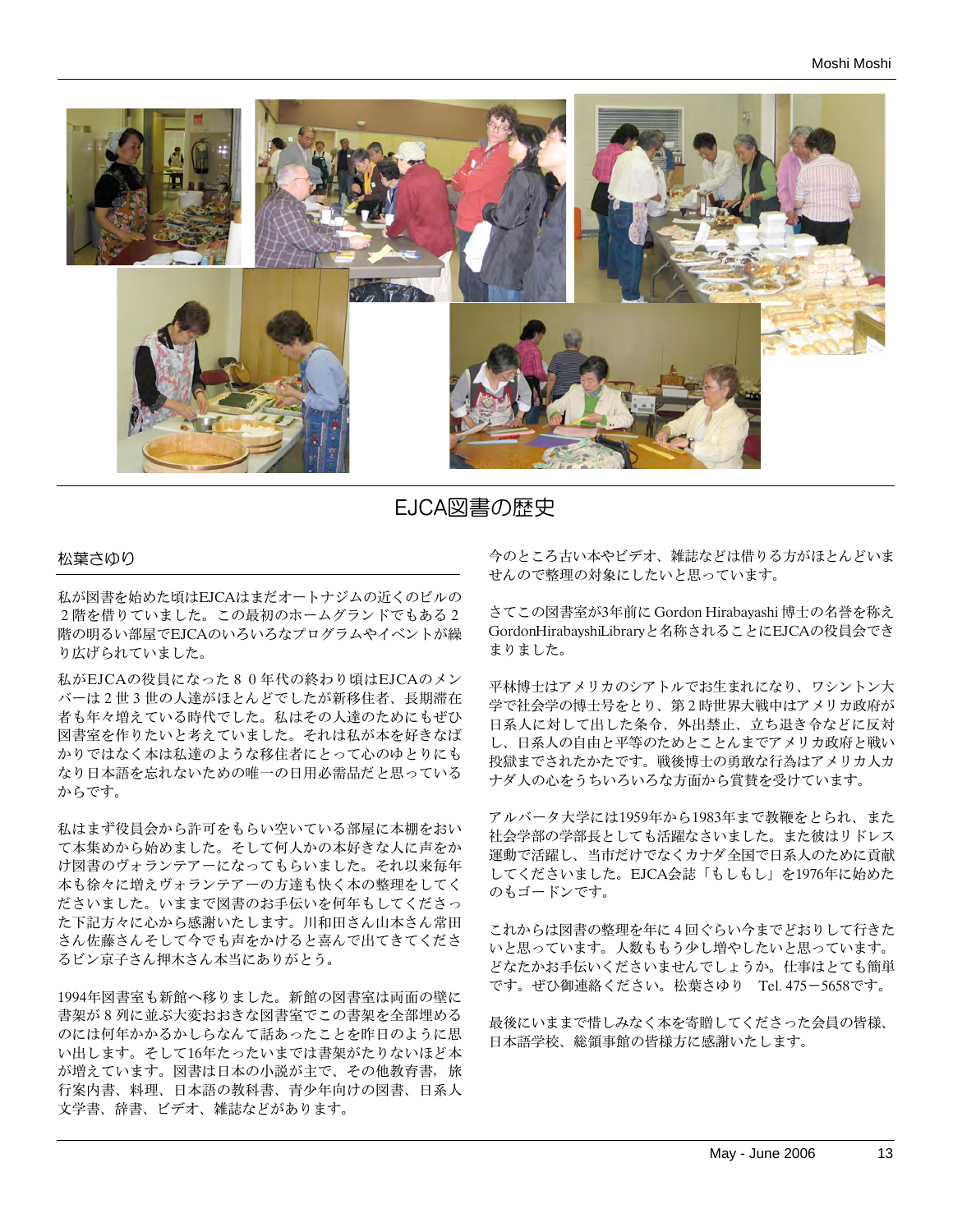# EJCA図書の歴史

松葉さゆり

私が図書を始めた頃はEJCAはまだオートナジムの近くのビルの２階を借りていました。この最初のホームグランドでもある２階の明るい部屋でEJCAのいろいろなプログラムやイベントが繰り広げられていました。

私がEJCAの役員になった８０年代の終わり頃はEJCAのメンバーは２世３世の人達がほとんどでしたが新移住者、長期滞在者も年々増えている時代でした。私はその人達のためにもぜひ図書室を作りたいと考えていました。それは私が本を好きなばかりではなく本は私達のような移住者にとって心のゆとりにもなり日本語を忘れないための唯一の日用必需品だと思っているからです。

私はまず役員会から許可をもらい空いている部屋に本棚をおいて本集めから始めました。そして何人かの本好きな人に声をかけ図書のヴォランテアーになってもらいました。それ以来毎年本も徐々に増えヴォランテアーの方達も快く本の整理をしてくださいました。いままで図書のお手伝いを何年もしてくださった下記方々に心から感謝いたします。川和田さん山本さん常田さん佐藤さんそして今でも声をかけると喜んで出てきてくださるビン京子さん押木さん本当にありがとう。

1994年図書室も新館へ移りました。新館の図書室は両面の壁に書架が８列に並ぶ大変おおきな図書室でこの書架を全部埋めるのには何年かかるかしらなんて話あったことを昨日のように思い出します。そして16年たったいまでは書架がたりないほど本が増えています。図書は日本の小説が主で、その他教育書，旅行案内書、料理、日本語の教科書、青少年向けの図書、日系人文学書、辞書、ビデオ、雑誌などがあります。

今のところ古い本やビデオ、雑誌などは借りる方がほとんどいませんので整理の対象にしたいと思っています。

さてこの図書室が3年前に Gordon Hirabayashi 博士の名誉を称えGordonHirabayshiLibraryと名称されることにEJCAの役員会できまりました。

平林博士はアメリカのシアトルでお生まれになり、ワシントン大学で社会学の博士号をとり、第２時世界大戦中はアメリカ政府が日系人に対して出した条令、外出禁止、立ち退き令などに反対し、日系人の自由と平等のためとことんまでアメリカ政府と戦い投獄までされたかたです。戦後博士の勇敢な行為はアメリカ人カナダ人の心をうちいろいろな方面から賞賛を受けています。

アルバータ大学には1959年から1983年まで教鞭をとられ、また社会学部の学部長としても活躍なさいました。また彼はリドレス運動で活躍し、当市だけでなくカナダ全国で日系人のために貢献してくださいました。EJCA会誌「もしもし」を1976年に始めたのもゴードンです。

これからは図書の整理を年に４回ぐらい今までどおりして行きたいと思っています。人数ももう少し増やしたいと思っています。どなたかお手伝いくださいませんでしょうか。仕事はとても簡単です。ぜひ御連絡ください。松葉さゆり　Tel. 475－5658です。

最後にいままで惜しみなく本を寄贈してくださった会員の皆様、日本語学校、総領事館の皆様方に感謝いたします。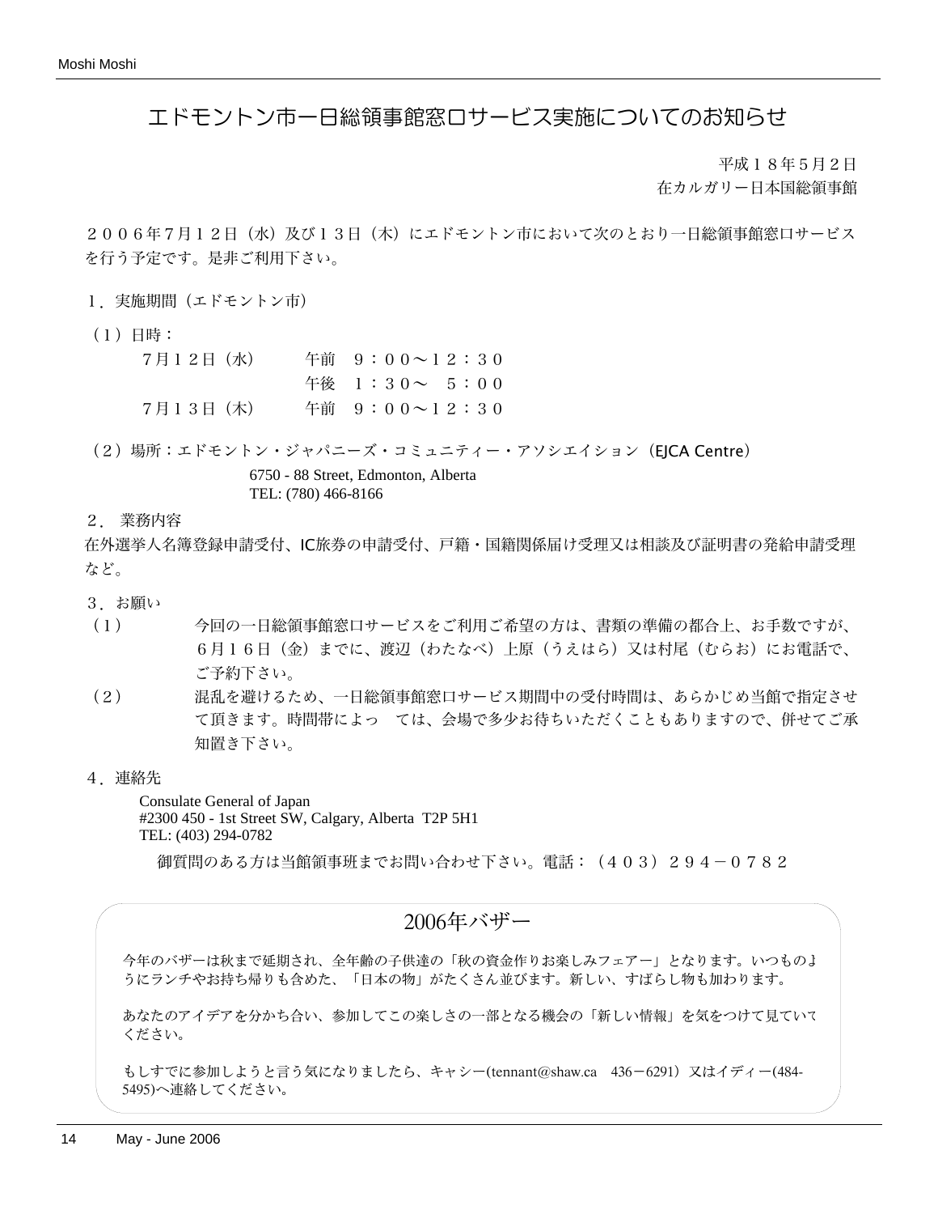# エドモントン市一日総領事館窓口サービス実施についてのお知らせ

平成１８年５月２日
在カルガリー日本国総領事館

２００６年７月１２日（水）及び１３日（木）にエドモントン市において次のとおり一日総領事館窓口サービスを行う予定です。是非ご利用下さい。

１．実施期間（エドモントン市）

（1）日時：

| | | |
|---|---|---|
| ７月１２日（水） | 午前 | ９：００～１２：３０ |
| | 午後 | １：３０～　５：００ |
| ７月１３日（木） | 午前 | ９：００～１２：３０ |

（2）場所：エドモントン・ジャパニーズ・コミュニティー・アソシエイション（EJCA Centre）
6750 - 88 Street, Edmonton, Alberta
TEL: (780) 466-8166

２．業務内容

在外選挙人名簿登録申請受付、IC旅券の申請受付、戸籍・国籍関係届け受理又は相談及び証明書の発給申請受理など。

３．お願い

（1）　今回の一日総領事館窓口サービスをご利用ご希望の方は、書類の準備の都合上、お手数ですが、６月１６日（金）までに、渡辺（わたなべ）上原（うえはら）又は村尾（むらお）にお電話で、ご予約下さい。

（2）　混乱を避けるため、一日総領事館窓口サービス期間中の受付時間は、あらかじめ当館で指定させて頂きます。時間帯によっては、会場で多少お待ちいただくこともありますので、併せてご承知置き下さい。

４．連絡先

Consulate General of Japan
#2300 450 - 1st Street SW, Calgary, Alberta T2P 5H1
TEL: (403) 294-0782

御質問のある方は当館領事班までお問い合わせ下さい。電話：（４０３）２９４－０７８２

## 2006年バザー

今年のバザーは秋まで延期され、全年齢の子供達の「秋の資金作りお楽しみフェアー」となります。いつものようにランチやお持ち帰りも含めた、「日本の物」がたくさん並びます。新しい、すばらし物も加わります。

あなたのアイデアを分かち合い、参加してこの楽しさの一部となる機会の「新しい情報」を気をつけて見ていてください。

もしすでに参加しようと言う気になりましたら、キャシー(tennant@shaw.ca　436－6291）又はイディー(484-5495)へ連絡してください。